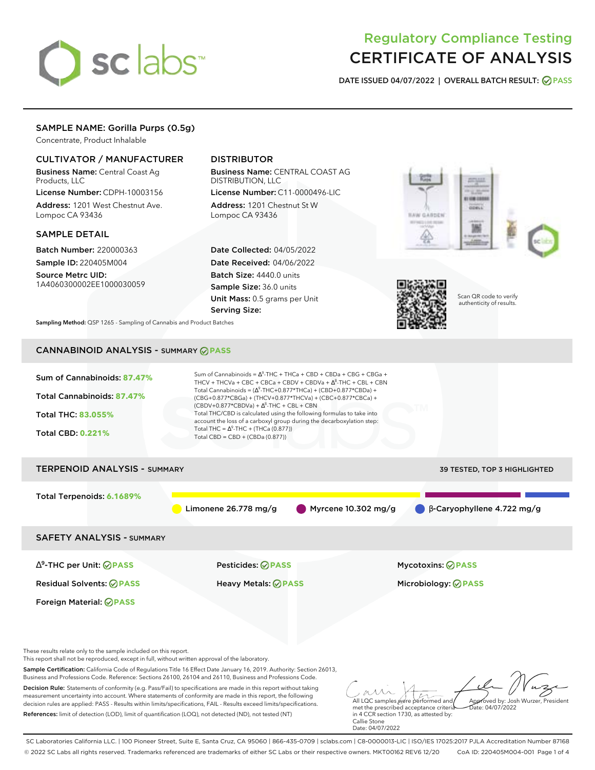# Regulatory Compliance Testing
# CERTIFICATE OF ANALYSIS

**DATE ISSUED 04/07/2022 | OVERALL BATCH RESULT: PASS**

## SAMPLE NAME: Gorilla Purps (0.5g)

Concentrate, Product Inhalable

### CULTIVATOR / MANUFACTURER

**Business Name:** Central Coast Ag Products, LLC

**License Number:** CDPH-10003156

**Address:** 1201 West Chestnut Ave. Lompoc CA 93436

### DISTRIBUTOR

**Business Name:** CENTRAL COAST AG DISTRIBUTION, LLC

**License Number:** C11-0000496-LIC

**Address:** 1201 Chestnut St W Lompoc CA 93436

### SAMPLE DETAIL

**Batch Number:** 220000363

**Sample ID:** 220405M004

**Source Metrc UID:** 1A4060300002EE1000030059

**Date Collected:** 04/05/2022

**Date Received:** 04/06/2022

**Batch Size:** 4440.0 units

**Sample Size:** 36.0 units

**Unit Mass:** 0.5 grams per Unit

**Serving Size:**

Scan QR code to verify authenticity of results.

**Sampling Method:** QSP 1265 - Sampling of Cannabis and Product Batches

## CANNABINOID ANALYSIS - SUMMARY PASS

**Sum of Cannabinoids:** 87.47%

**Total Cannabinoids:** 87.47%

**Total THC:** 83.055%

**Total CBD:** 0.221%

Sum of Cannabinoids = $\Delta^9$-THC + THCa + CBD + CBDa + CBG + CBGa + THCV + THCVa + CBC + CBCa + CBDV + CBDVa + $\Delta^8$-THC + CBL + CBN

Total Cannabinoids = ($\Delta^9$-THC+0.877*THCa) + (CBD+0.877*CBDa) + (CBG+0.877*CBGa) + (THCV+0.877*THCVa) + (CBC+0.877*CBCa) + (CBDV+0.877*CBDVa) + $\Delta^8$-THC + CBL + CBN

Total THC/CBD is calculated using the following formulas to take into account the loss of a carboxyl group during the decarboxylation step:

Total THC = $\Delta^9$-THC + (THCa (0.877))

Total CBD = CBD + (CBDa (0.877))

## TERPENOID ANALYSIS - SUMMARY

39 TESTED, TOP 3 HIGHLIGHTED

**Total Terpenoids:** 6.1689%

Limonene 26.778 mg/g | Myrcene 10.302 mg/g | β-Caryophyllene 4.722 mg/g

## SAFETY ANALYSIS - SUMMARY

| | | |
|---|---|---|
| $\Delta^9$-THC per Unit: PASS | Pesticides: PASS | Mycotoxins: PASS |
| Residual Solvents: PASS | Heavy Metals: PASS | Microbiology: PASS |
| Foreign Material: PASS | | |

These results relate only to the sample included on this report.
This report shall not be reproduced, except in full, without written approval of the laboratory.

**Sample Certification:** California Code of Regulations Title 16 Effect Date January 16, 2019. Authority: Section 26013, Business and Professions Code. Reference: Sections 26100, 26104 and 26110, Business and Professions Code.

**Decision Rule:** Statements of conformity (e.g. Pass/Fail) to specifications are made in this report without taking measurement uncertainty into account. Where statements of conformity are made in this report, the following decision rules are applied: PASS - Results within limits/specifications, FAIL - Results exceed limits/specifications.

**References:** limit of detection (LOD), limit of quantification (LOQ), not detected (ND), not tested (NT)

All LQC samples were performed and met the prescribed acceptance criteria in 4 CCR section 1730, as attested by: Callie Stone Date: 04/07/2022

Approved by: Josh Wurzer, President Date: 04/07/2022

SC Laboratories California LLC. | 100 Pioneer Street, Suite E, Santa Cruz, CA 95060 | 866-435-0709 | sclabs.com | C8-0000013-LIC | ISO/IES 17025:2017 PJLA Accreditation Number 87168
© 2022 SC Labs all rights reserved. Trademarks referenced are trademarks of either SC Labs or their respective owners. MKT00162 REV6 12/20 CoA ID: 220405M004-001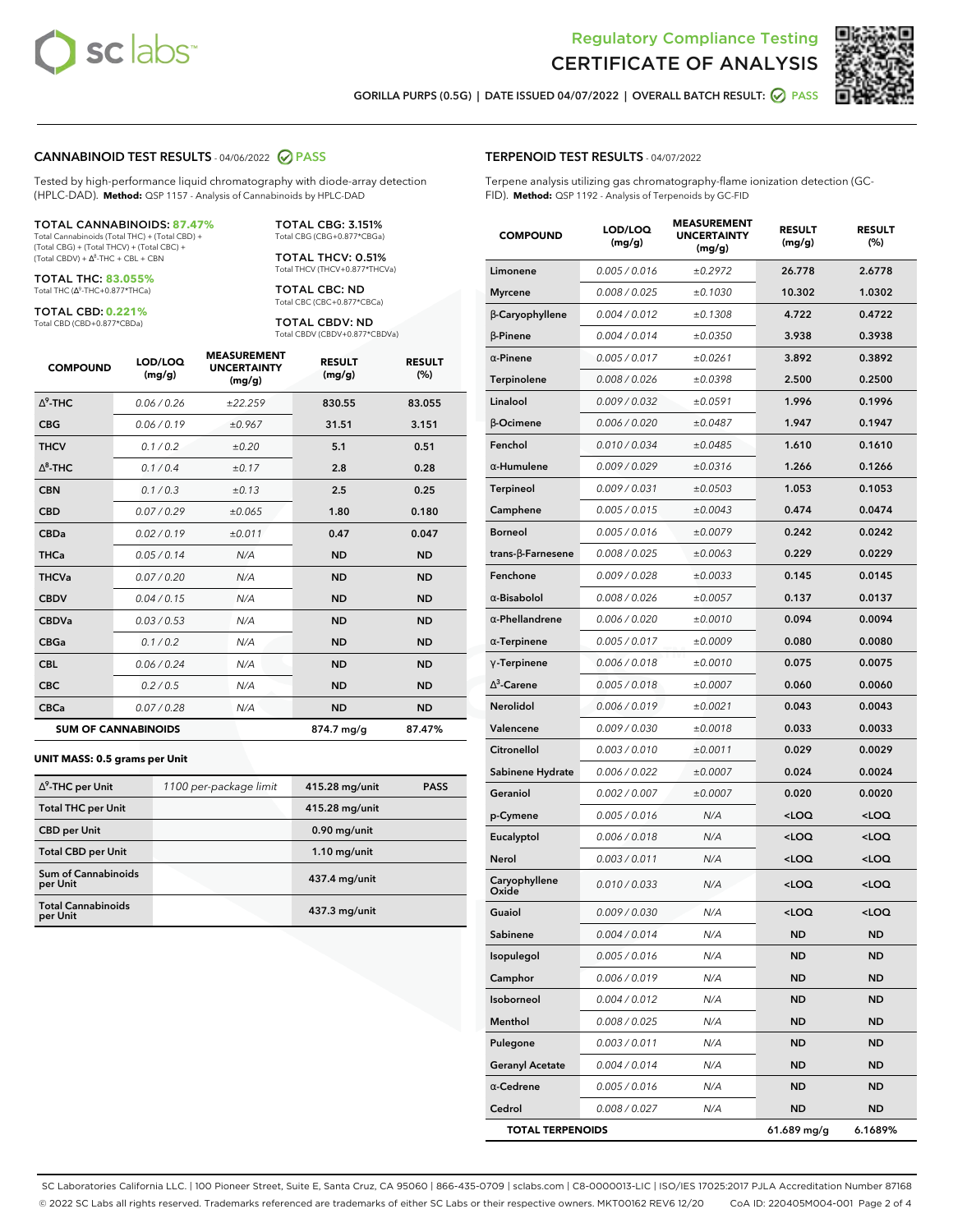Regulatory Compliance Testing
# CERTIFICATE OF ANALYSIS

GORILLA PURPS (0.5G) | DATE ISSUED 04/07/2022 | OVERALL BATCH RESULT: PASS

## CANNABINOID TEST RESULTS - 04/06/2022 PASS

Tested by high-performance liquid chromatography with diode-array detection (HPLC-DAD). **Method:** QSP 1157 - Analysis of Cannabinoids by HPLC-DAD

**TOTAL CANNABINOIDS: 87.47%**
Total Cannabinoids (Total THC) + (Total CBD) + (Total CBG) + (Total THCV) + (Total CBC) + (Total CBDV) + $\Delta^8$-THC + CBL + CBN

**TOTAL THC: 83.055%**
Total THC ($\Delta^9$-THC+0.877*THCa)

**TOTAL CBD: 0.221%**
Total CBD (CBD+0.877*CBDa)

**TOTAL CBG: 3.151%**
Total CBG (CBG+0.877*CBGa)

**TOTAL THCV: 0.51%**
Total THCV (THCV+0.877*THCVa)

**TOTAL CBC: ND**
Total CBC (CBC+0.877*CBCa)

**TOTAL CBDV: ND**
Total CBDV (CBDV+0.877*CBDVa)

| COMPOUND | LOD/LOQ (mg/g) | MEASUREMENT UNCERTAINTY (mg/g) | RESULT (mg/g) | RESULT (%) |
|---|---|---|---|---|
| $\Delta^9$-THC | 0.06 / 0.26 | ±22.259 | 830.55 | 83.055 |
| CBG | 0.06 / 0.19 | ±0.967 | 31.51 | 3.151 |
| THCV | 0.1 / 0.2 | ±0.20 | 5.1 | 0.51 |
| $\Delta^8$-THC | 0.1 / 0.4 | ±0.17 | 2.8 | 0.28 |
| CBN | 0.1 / 0.3 | ±0.13 | 2.5 | 0.25 |
| CBD | 0.07 / 0.29 | ±0.065 | 1.80 | 0.180 |
| CBDa | 0.02 / 0.19 | ±0.011 | 0.47 | 0.047 |
| THCa | 0.05 / 0.14 | N/A | ND | ND |
| THCVa | 0.07 / 0.20 | N/A | ND | ND |
| CBDV | 0.04 / 0.15 | N/A | ND | ND |
| CBDVa | 0.03 / 0.53 | N/A | ND | ND |
| CBGa | 0.1 / 0.2 | N/A | ND | ND |
| CBL | 0.06 / 0.24 | N/A | ND | ND |
| CBC | 0.2 / 0.5 | N/A | ND | ND |
| CBCa | 0.07 / 0.28 | N/A | ND | ND |
| **SUM OF CANNABINOIDS** | | | 874.7 mg/g | 87.47% |

**UNIT MASS: 0.5 grams per Unit**

| | | | |
|---|---|---|---|
| $\Delta^9$-THC per Unit | 1100 per-package limit | 415.28 mg/unit | PASS |
| Total THC per Unit | | 415.28 mg/unit | |
| CBD per Unit | | 0.90 mg/unit | |
| Total CBD per Unit | | 1.10 mg/unit | |
| Sum of Cannabinoids per Unit | | 437.4 mg/unit | |
| Total Cannabinoids per Unit | | 437.3 mg/unit | |

## TERPENOID TEST RESULTS - 04/07/2022

Terpene analysis utilizing gas chromatography-flame ionization detection (GC-FID). **Method:** QSP 1192 - Analysis of Terpenoids by GC-FID

| COMPOUND | LOD/LOQ (mg/g) | MEASUREMENT UNCERTAINTY (mg/g) | RESULT (mg/g) | RESULT (%) |
|---|---|---|---|---|
| Limonene | 0.005 / 0.016 | ±0.2972 | 26.778 | 2.6778 |
| Myrcene | 0.008 / 0.025 | ±0.1030 | 10.302 | 1.0302 |
| β-Caryophyllene | 0.004 / 0.012 | ±0.1308 | 4.722 | 0.4722 |
| β-Pinene | 0.004 / 0.014 | ±0.0350 | 3.938 | 0.3938 |
| α-Pinene | 0.005 / 0.017 | ±0.0261 | 3.892 | 0.3892 |
| Terpinolene | 0.008 / 0.026 | ±0.0398 | 2.500 | 0.2500 |
| Linalool | 0.009 / 0.032 | ±0.0591 | 1.996 | 0.1996 |
| β-Ocimene | 0.006 / 0.020 | ±0.0487 | 1.947 | 0.1947 |
| Fenchol | 0.010 / 0.034 | ±0.0485 | 1.610 | 0.1610 |
| α-Humulene | 0.009 / 0.029 | ±0.0316 | 1.266 | 0.1266 |
| Terpineol | 0.009 / 0.031 | ±0.0503 | 1.053 | 0.1053 |
| Camphene | 0.005 / 0.015 | ±0.0043 | 0.474 | 0.0474 |
| Borneol | 0.005 / 0.016 | ±0.0079 | 0.242 | 0.0242 |
| trans-β-Farnesene | 0.008 / 0.025 | ±0.0063 | 0.229 | 0.0229 |
| Fenchone | 0.009 / 0.028 | ±0.0033 | 0.145 | 0.0145 |
| α-Bisabolol | 0.008 / 0.026 | ±0.0057 | 0.137 | 0.0137 |
| α-Phellandrene | 0.006 / 0.020 | ±0.0010 | 0.094 | 0.0094 |
| α-Terpinene | 0.005 / 0.017 | ±0.0009 | 0.080 | 0.0080 |
| γ-Terpinene | 0.006 / 0.018 | ±0.0010 | 0.075 | 0.0075 |
| $\Delta^3$-Carene | 0.005 / 0.018 | ±0.0007 | 0.060 | 0.0060 |
| Nerolidol | 0.006 / 0.019 | ±0.0021 | 0.043 | 0.0043 |
| Valencene | 0.009 / 0.030 | ±0.0018 | 0.033 | 0.0033 |
| Citronellol | 0.003 / 0.010 | ±0.0011 | 0.029 | 0.0029 |
| Sabinene Hydrate | 0.006 / 0.022 | ±0.0007 | 0.024 | 0.0024 |
| Geraniol | 0.002 / 0.007 | ±0.0007 | 0.020 | 0.0020 |
| p-Cymene | 0.005 / 0.016 | N/A | <LOQ | <LOQ |
| Eucalyptol | 0.006 / 0.018 | N/A | <LOQ | <LOQ |
| Nerol | 0.003 / 0.011 | N/A | <LOQ | <LOQ |
| Caryophyllene Oxide | 0.010 / 0.033 | N/A | <LOQ | <LOQ |
| Guaiol | 0.009 / 0.030 | N/A | <LOQ | <LOQ |
| Sabinene | 0.004 / 0.014 | N/A | ND | ND |
| Isopulegol | 0.005 / 0.016 | N/A | ND | ND |
| Camphor | 0.006 / 0.019 | N/A | ND | ND |
| Isoborneol | 0.004 / 0.012 | N/A | ND | ND |
| Menthol | 0.008 / 0.025 | N/A | ND | ND |
| Pulegone | 0.003 / 0.011 | N/A | ND | ND |
| Geranyl Acetate | 0.004 / 0.014 | N/A | ND | ND |
| α-Cedrene | 0.005 / 0.016 | N/A | ND | ND |
| Cedrol | 0.008 / 0.027 | N/A | ND | ND |
| **TOTAL TERPENOIDS** | | | 61.689 mg/g | 6.1689% |

SC Laboratories California LLC. | 100 Pioneer Street, Suite E, Santa Cruz, CA 95060 | 866-435-0709 | sclabs.com | C8-0000013-LIC | ISO/IES 17025:2017 PJLA Accreditation Number 87168
© 2022 SC Labs all rights reserved. Trademarks referenced are trademarks of either SC Labs or their respective owners. MKT00162 REV6 12/20 CoA ID: 220405M004-001